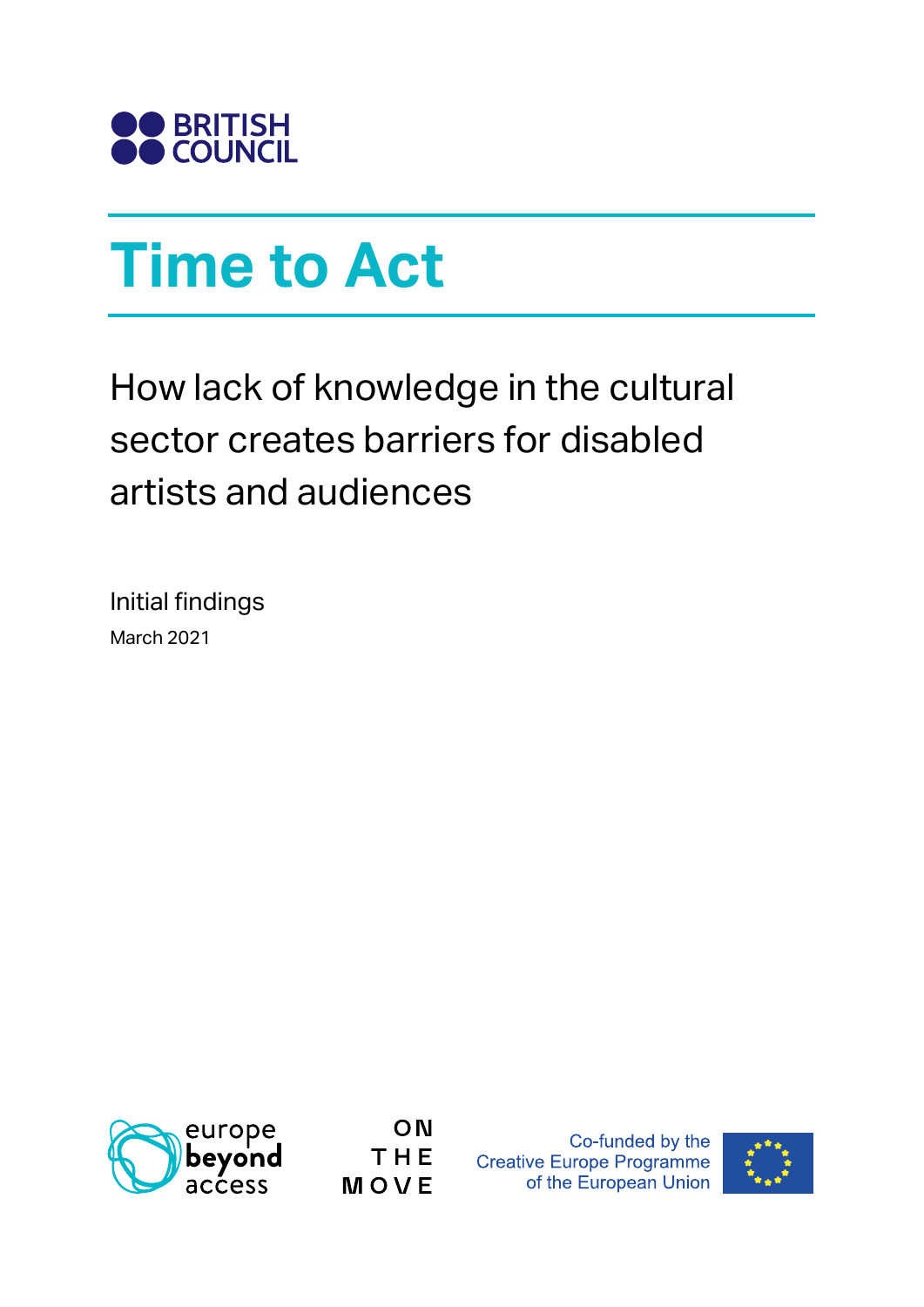BRITISH COUNCIL

# Time to Act

## How lack of knowledge in the cultural sector creates barriers for disabled artists and audiences

Initial findings

March 2021

europe beyond access

ON THE MOVE

Co-funded by the Creative Europe Programme of the European Union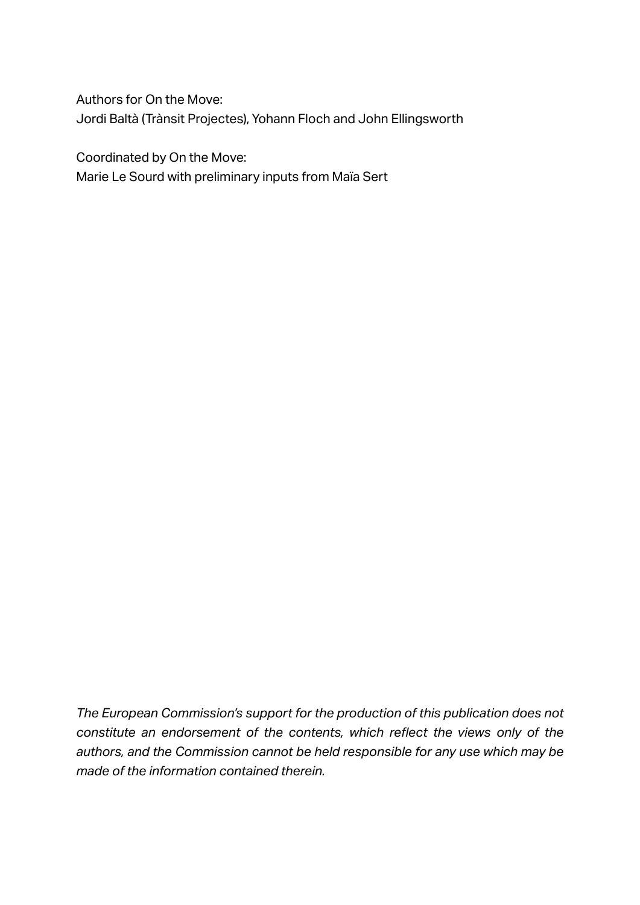Authors for On the Move:
Jordi Baltà (Trànsit Projectes), Yohann Floch and John Ellingsworth

Coordinated by On the Move:
Marie Le Sourd with preliminary inputs from Maïa Sert

*The European Commission's support for the production of this publication does not constitute an endorsement of the contents, which reflect the views only of the authors, and the Commission cannot be held responsible for any use which may be made of the information contained therein.*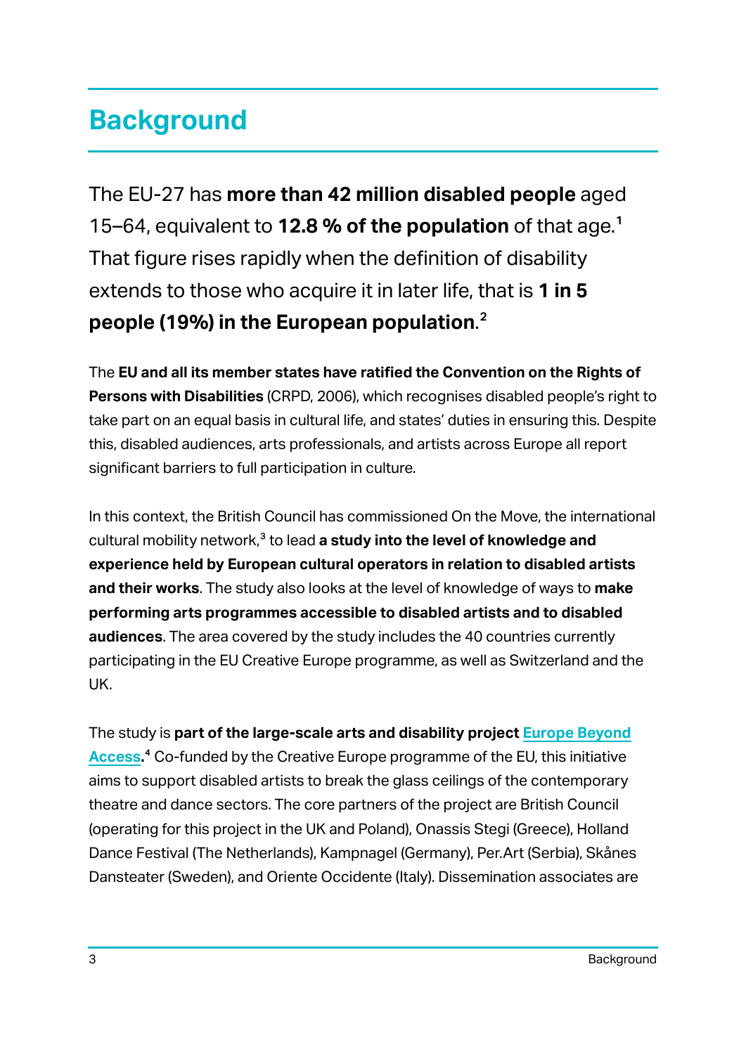# Background

The EU-27 has **more than 42 million disabled people** aged 15–64, equivalent to **12.8 % of the population** of that age.[1] That figure rises rapidly when the definition of disability extends to those who acquire it in later life, that is **1 in 5 people (19%) in the European population**.[2]

The **EU and all its member states have ratified the Convention on the Rights of Persons with Disabilities** (CRPD, 2006), which recognises disabled people's right to take part on an equal basis in cultural life, and states' duties in ensuring this. Despite this, disabled audiences, arts professionals, and artists across Europe all report significant barriers to full participation in culture.

In this context, the British Council has commissioned On the Move, the international cultural mobility network,[3] to lead **a study into the level of knowledge and experience held by European cultural operators in relation to disabled artists and their works**. The study also looks at the level of knowledge of ways to **make performing arts programmes accessible to disabled artists and to disabled audiences**. The area covered by the study includes the 40 countries currently participating in the EU Creative Europe programme, as well as Switzerland and the UK.

The study is **part of the large-scale arts and disability project Europe Beyond Access.**[4] Co-funded by the Creative Europe programme of the EU, this initiative aims to support disabled artists to break the glass ceilings of the contemporary theatre and dance sectors. The core partners of the project are British Council (operating for this project in the UK and Poland), Onassis Stegi (Greece), Holland Dance Festival (The Netherlands), Kampnagel (Germany), Per.Art (Serbia), Skånes Dansteater (Sweden), and Oriente Occidente (Italy). Dissemination associates are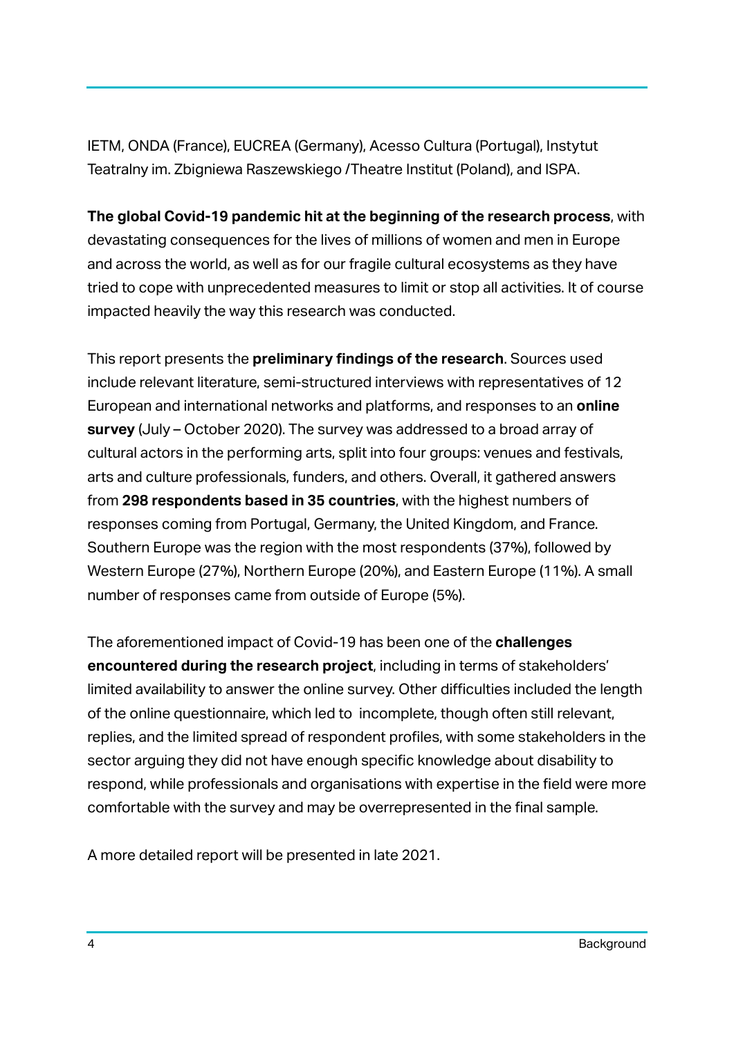IETM, ONDA (France), EUCREA (Germany), Acesso Cultura (Portugal), Instytut Teatralny im. Zbigniewa Raszewskiego /Theatre Institut (Poland), and ISPA.

**The global Covid-19 pandemic hit at the beginning of the research process**, with devastating consequences for the lives of millions of women and men in Europe and across the world, as well as for our fragile cultural ecosystems as they have tried to cope with unprecedented measures to limit or stop all activities. It of course impacted heavily the way this research was conducted.

This report presents the **preliminary findings of the research**. Sources used include relevant literature, semi-structured interviews with representatives of 12 European and international networks and platforms, and responses to an **online survey** (July – October 2020). The survey was addressed to a broad array of cultural actors in the performing arts, split into four groups: venues and festivals, arts and culture professionals, funders, and others. Overall, it gathered answers from **298 respondents based in 35 countries**, with the highest numbers of responses coming from Portugal, Germany, the United Kingdom, and France. Southern Europe was the region with the most respondents (37%), followed by Western Europe (27%), Northern Europe (20%), and Eastern Europe (11%). A small number of responses came from outside of Europe (5%).

The aforementioned impact of Covid-19 has been one of the **challenges encountered during the research project**, including in terms of stakeholders' limited availability to answer the online survey. Other difficulties included the length of the online questionnaire, which led to incomplete, though often still relevant, replies, and the limited spread of respondent profiles, with some stakeholders in the sector arguing they did not have enough specific knowledge about disability to respond, while professionals and organisations with expertise in the field were more comfortable with the survey and may be overrepresented in the final sample.

A more detailed report will be presented in late 2021.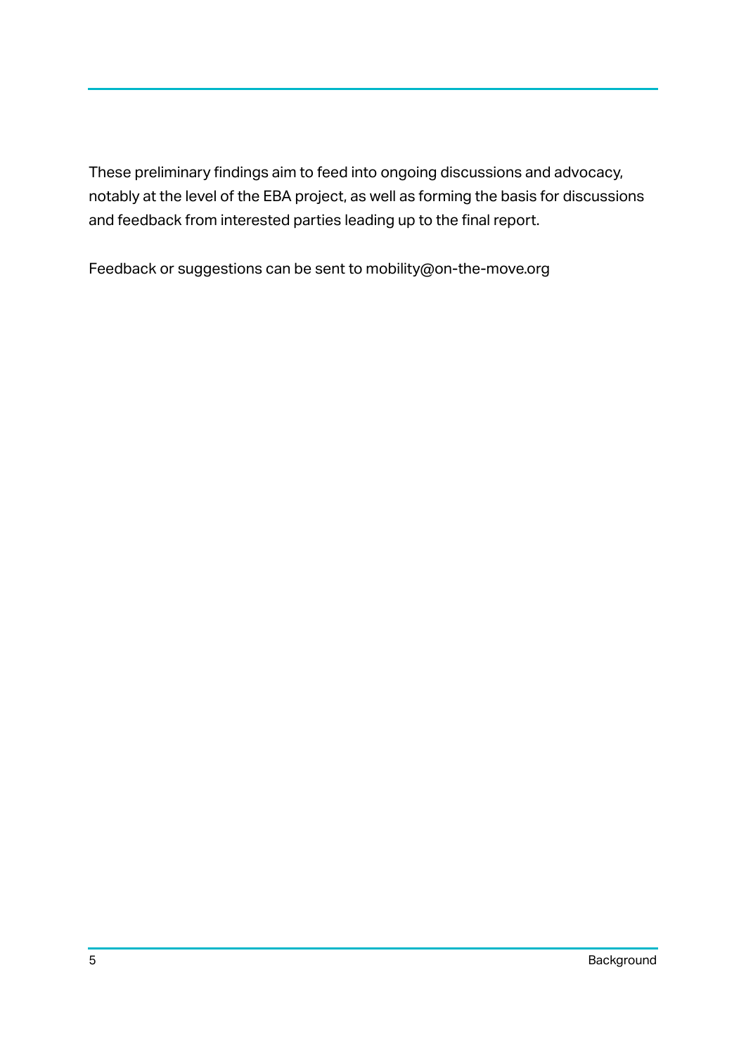These preliminary findings aim to feed into ongoing discussions and advocacy, notably at the level of the EBA project, as well as forming the basis for discussions and feedback from interested parties leading up to the final report.

Feedback or suggestions can be sent to mobility@on-the-move.org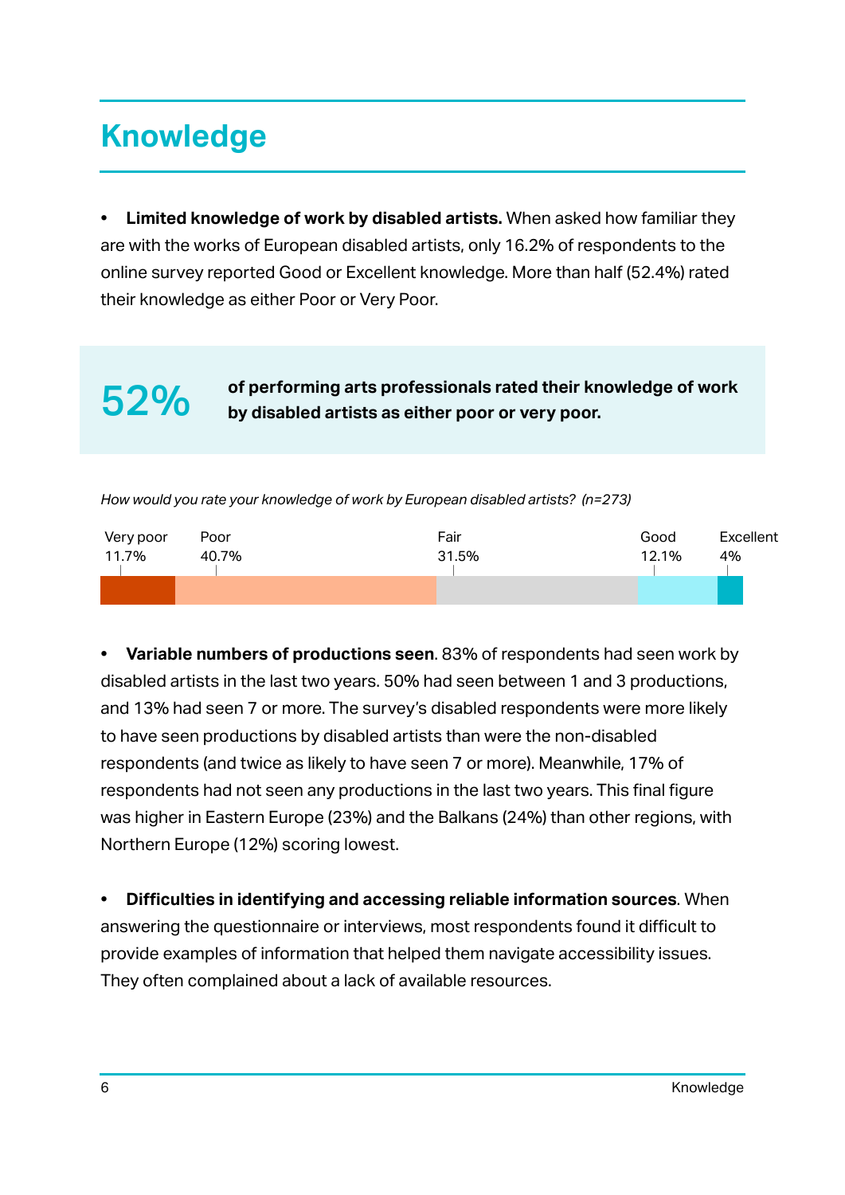# Knowledge

- **Limited knowledge of work by disabled artists.** When asked how familiar they are with the works of European disabled artists, only 16.2% of respondents to the online survey reported Good or Excellent knowledge. More than half (52.4%) rated their knowledge as either Poor or Very Poor.

> **52%** **of performing arts professionals rated their knowledge of work by disabled artists as either poor or very poor.**

*How would you rate your knowledge of work by European disabled artists? (n=273)*

| Very poor | Poor | Fair | Good | Excellent |
|---|---|---|---|---|
| 11.7% | 40.7% | 31.5% | 12.1% | 4% |

- **Variable numbers of productions seen**. 83% of respondents had seen work by disabled artists in the last two years. 50% had seen between 1 and 3 productions, and 13% had seen 7 or more. The survey's disabled respondents were more likely to have seen productions by disabled artists than were the non-disabled respondents (and twice as likely to have seen 7 or more). Meanwhile, 17% of respondents had not seen any productions in the last two years. This final figure was higher in Eastern Europe (23%) and the Balkans (24%) than other regions, with Northern Europe (12%) scoring lowest.

- **Difficulties in identifying and accessing reliable information sources**. When answering the questionnaire or interviews, most respondents found it difficult to provide examples of information that helped them navigate accessibility issues. They often complained about a lack of available resources.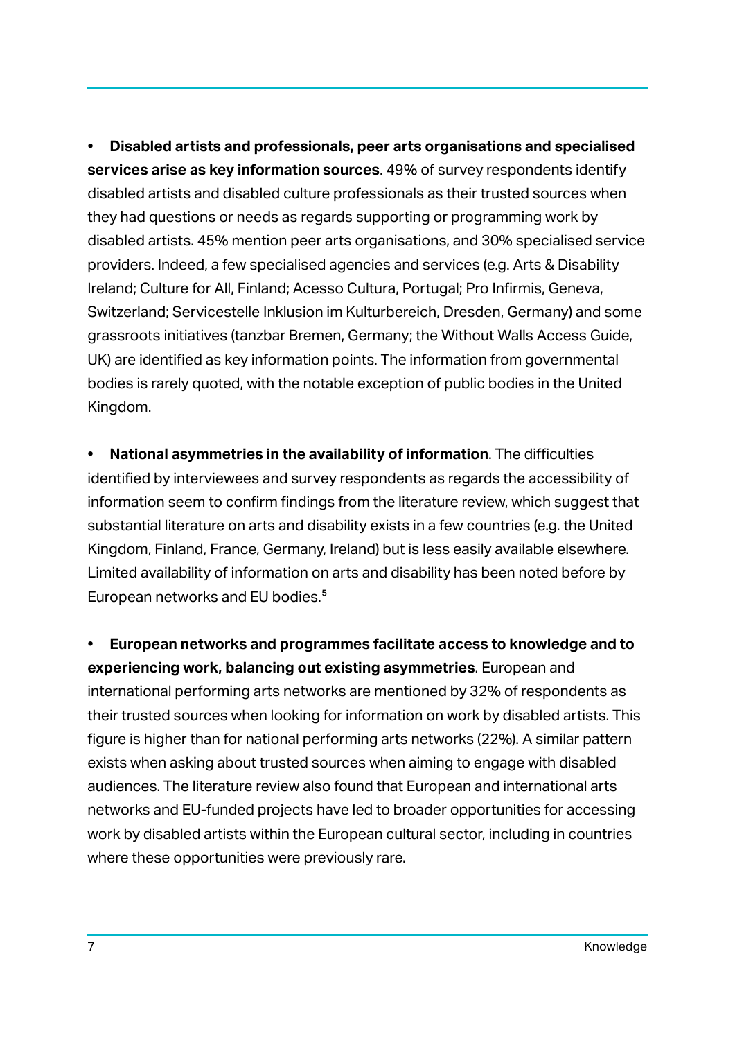- **Disabled artists and professionals, peer arts organisations and specialised services arise as key information sources**. 49% of survey respondents identify disabled artists and disabled culture professionals as their trusted sources when they had questions or needs as regards supporting or programming work by disabled artists. 45% mention peer arts organisations, and 30% specialised service providers. Indeed, a few specialised agencies and services (e.g. Arts & Disability Ireland; Culture for All, Finland; Acesso Cultura, Portugal; Pro Infirmis, Geneva, Switzerland; Servicestelle Inklusion im Kulturbereich, Dresden, Germany) and some grassroots initiatives (tanzbar Bremen, Germany; the Without Walls Access Guide, UK) are identified as key information points. The information from governmental bodies is rarely quoted, with the notable exception of public bodies in the United Kingdom.

- **National asymmetries in the availability of information**. The difficulties identified by interviewees and survey respondents as regards the accessibility of information seem to confirm findings from the literature review, which suggest that substantial literature on arts and disability exists in a few countries (e.g. the United Kingdom, Finland, France, Germany, Ireland) but is less easily available elsewhere. Limited availability of information on arts and disability has been noted before by European networks and EU bodies.[5]

- **European networks and programmes facilitate access to knowledge and to experiencing work, balancing out existing asymmetries**. European and international performing arts networks are mentioned by 32% of respondents as their trusted sources when looking for information on work by disabled artists. This figure is higher than for national performing arts networks (22%). A similar pattern exists when asking about trusted sources when aiming to engage with disabled audiences. The literature review also found that European and international arts networks and EU-funded projects have led to broader opportunities for accessing work by disabled artists within the European cultural sector, including in countries where these opportunities were previously rare.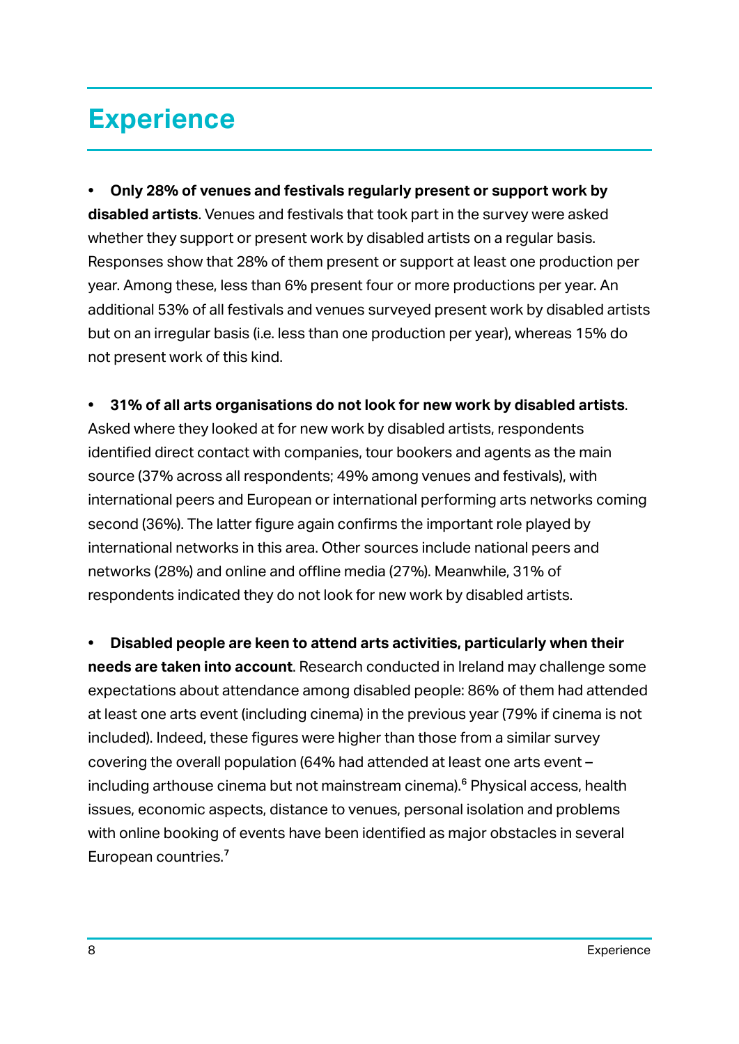# Experience

- **Only 28% of venues and festivals regularly present or support work by disabled artists**. Venues and festivals that took part in the survey were asked whether they support or present work by disabled artists on a regular basis. Responses show that 28% of them present or support at least one production per year. Among these, less than 6% present four or more productions per year. An additional 53% of all festivals and venues surveyed present work by disabled artists but on an irregular basis (i.e. less than one production per year), whereas 15% do not present work of this kind.

- **31% of all arts organisations do not look for new work by disabled artists**. Asked where they looked at for new work by disabled artists, respondents identified direct contact with companies, tour bookers and agents as the main source (37% across all respondents; 49% among venues and festivals), with international peers and European or international performing arts networks coming second (36%). The latter figure again confirms the important role played by international networks in this area. Other sources include national peers and networks (28%) and online and offline media (27%). Meanwhile, 31% of respondents indicated they do not look for new work by disabled artists.

- **Disabled people are keen to attend arts activities, particularly when their needs are taken into account**. Research conducted in Ireland may challenge some expectations about attendance among disabled people: 86% of them had attended at least one arts event (including cinema) in the previous year (79% if cinema is not included). Indeed, these figures were higher than those from a similar survey covering the overall population (64% had attended at least one arts event – including arthouse cinema but not mainstream cinema).[6] Physical access, health issues, economic aspects, distance to venues, personal isolation and problems with online booking of events have been identified as major obstacles in several European countries.[7]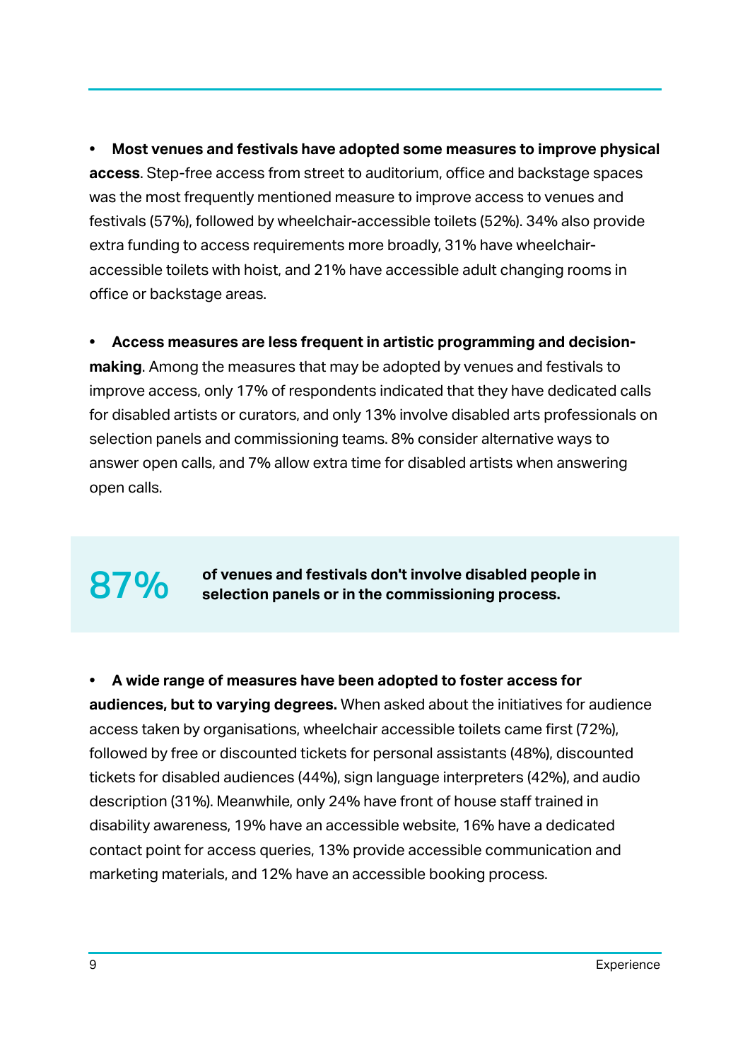- **Most venues and festivals have adopted some measures to improve physical access**. Step-free access from street to auditorium, office and backstage spaces was the most frequently mentioned measure to improve access to venues and festivals (57%), followed by wheelchair-accessible toilets (52%). 34% also provide extra funding to access requirements more broadly, 31% have wheelchair-accessible toilets with hoist, and 21% have accessible adult changing rooms in office or backstage areas.

- **Access measures are less frequent in artistic programming and decision-making**. Among the measures that may be adopted by venues and festivals to improve access, only 17% of respondents indicated that they have dedicated calls for disabled artists or curators, and only 13% involve disabled arts professionals on selection panels and commissioning teams. 8% consider alternative ways to answer open calls, and 7% allow extra time for disabled artists when answering open calls.

**87%** **of venues and festivals don't involve disabled people in selection panels or in the commissioning process.**

- **A wide range of measures have been adopted to foster access for audiences, but to varying degrees.** When asked about the initiatives for audience access taken by organisations, wheelchair accessible toilets came first (72%), followed by free or discounted tickets for personal assistants (48%), discounted tickets for disabled audiences (44%), sign language interpreters (42%), and audio description (31%). Meanwhile, only 24% have front of house staff trained in disability awareness, 19% have an accessible website, 16% have a dedicated contact point for access queries, 13% provide accessible communication and marketing materials, and 12% have an accessible booking process.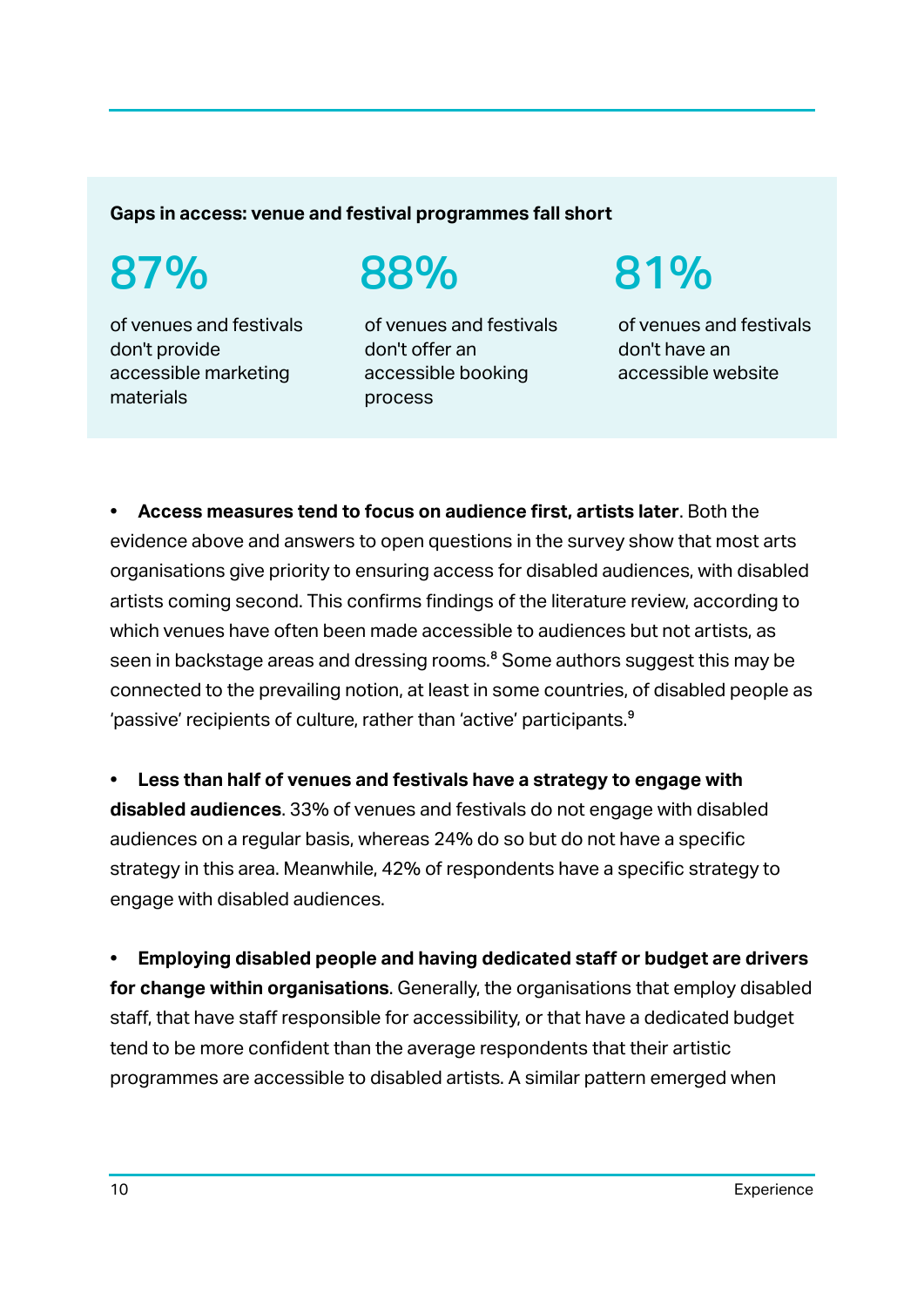**Gaps in access: venue and festival programmes fall short**

**87%**

of venues and festivals don't provide accessible marketing materials

**88%**

of venues and festivals don't offer an accessible booking process

**81%**

of venues and festivals don't have an accessible website

- **Access measures tend to focus on audience first, artists later**. Both the evidence above and answers to open questions in the survey show that most arts organisations give priority to ensuring access for disabled audiences, with disabled artists coming second. This confirms findings of the literature review, according to which venues have often been made accessible to audiences but not artists, as seen in backstage areas and dressing rooms.[8] Some authors suggest this may be connected to the prevailing notion, at least in some countries, of disabled people as 'passive' recipients of culture, rather than 'active' participants.[9]

- **Less than half of venues and festivals have a strategy to engage with disabled audiences**. 33% of venues and festivals do not engage with disabled audiences on a regular basis, whereas 24% do so but do not have a specific strategy in this area. Meanwhile, 42% of respondents have a specific strategy to engage with disabled audiences.

- **Employing disabled people and having dedicated staff or budget are drivers for change within organisations**. Generally, the organisations that employ disabled staff, that have staff responsible for accessibility, or that have a dedicated budget tend to be more confident than the average respondents that their artistic programmes are accessible to disabled artists. A similar pattern emerged when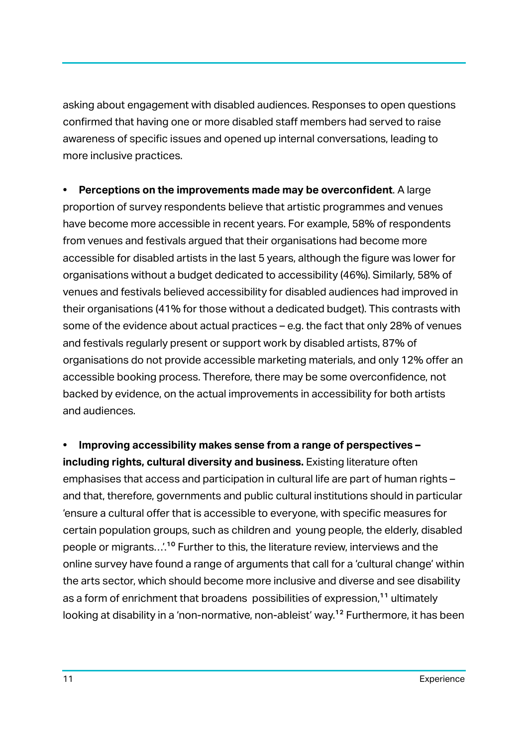asking about engagement with disabled audiences. Responses to open questions confirmed that having one or more disabled staff members had served to raise awareness of specific issues and opened up internal conversations, leading to more inclusive practices.

- **Perceptions on the improvements made may be overconfident**. A large proportion of survey respondents believe that artistic programmes and venues have become more accessible in recent years. For example, 58% of respondents from venues and festivals argued that their organisations had become more accessible for disabled artists in the last 5 years, although the figure was lower for organisations without a budget dedicated to accessibility (46%). Similarly, 58% of venues and festivals believed accessibility for disabled audiences had improved in their organisations (41% for those without a dedicated budget). This contrasts with some of the evidence about actual practices – e.g. the fact that only 28% of venues and festivals regularly present or support work by disabled artists, 87% of organisations do not provide accessible marketing materials, and only 12% offer an accessible booking process. Therefore, there may be some overconfidence, not backed by evidence, on the actual improvements in accessibility for both artists and audiences.

- **Improving accessibility makes sense from a range of perspectives – including rights, cultural diversity and business.** Existing literature often emphasises that access and participation in cultural life are part of human rights – and that, therefore, governments and public cultural institutions should in particular 'ensure a cultural offer that is accessible to everyone, with specific measures for certain population groups, such as children and young people, the elderly, disabled people or migrants…'.[10] Further to this, the literature review, interviews and the online survey have found a range of arguments that call for a 'cultural change' within the arts sector, which should become more inclusive and diverse and see disability as a form of enrichment that broadens possibilities of expression,[11] ultimately looking at disability in a 'non-normative, non-ableist' way.[12] Furthermore, it has been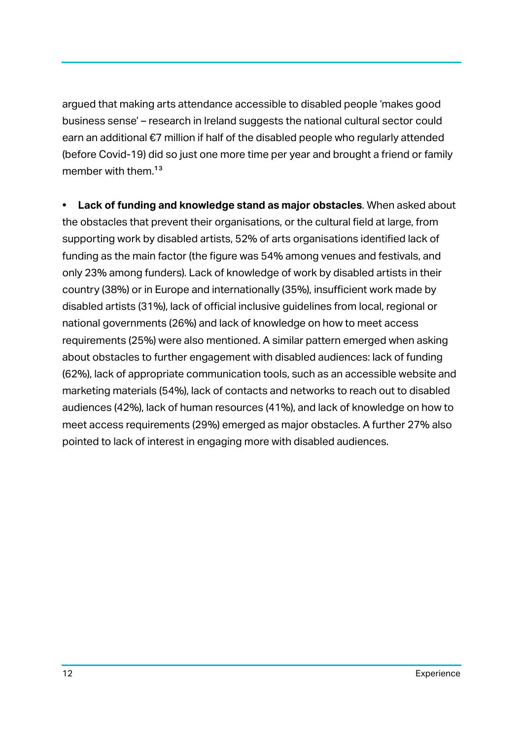argued that making arts attendance accessible to disabled people 'makes good business sense' – research in Ireland suggests the national cultural sector could earn an additional €7 million if half of the disabled people who regularly attended (before Covid-19) did so just one more time per year and brought a friend or family member with them.[13]

- **Lack of funding and knowledge stand as major obstacles**. When asked about the obstacles that prevent their organisations, or the cultural field at large, from supporting work by disabled artists, 52% of arts organisations identified lack of funding as the main factor (the figure was 54% among venues and festivals, and only 23% among funders). Lack of knowledge of work by disabled artists in their country (38%) or in Europe and internationally (35%), insufficient work made by disabled artists (31%), lack of official inclusive guidelines from local, regional or national governments (26%) and lack of knowledge on how to meet access requirements (25%) were also mentioned. A similar pattern emerged when asking about obstacles to further engagement with disabled audiences: lack of funding (62%), lack of appropriate communication tools, such as an accessible website and marketing materials (54%), lack of contacts and networks to reach out to disabled audiences (42%), lack of human resources (41%), and lack of knowledge on how to meet access requirements (29%) emerged as major obstacles. A further 27% also pointed to lack of interest in engaging more with disabled audiences.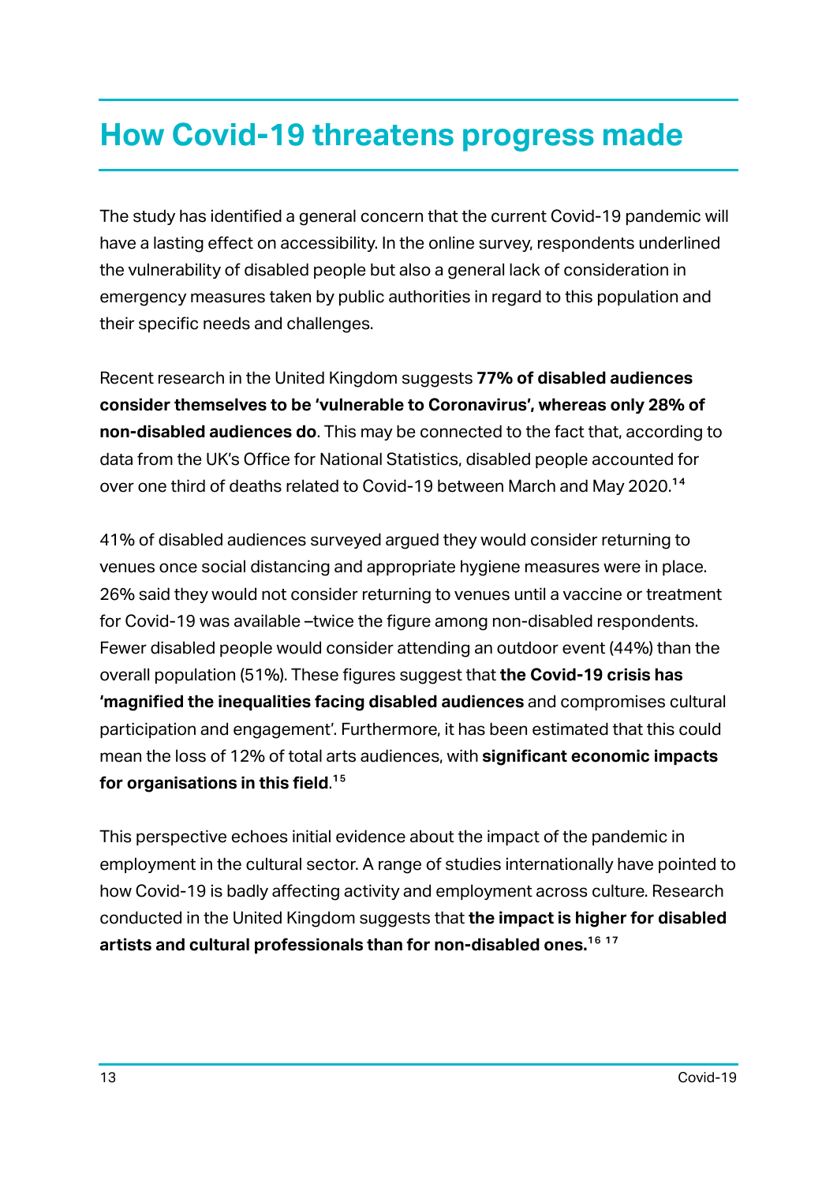# How Covid-19 threatens progress made

The study has identified a general concern that the current Covid-19 pandemic will have a lasting effect on accessibility. In the online survey, respondents underlined the vulnerability of disabled people but also a general lack of consideration in emergency measures taken by public authorities in regard to this population and their specific needs and challenges.

Recent research in the United Kingdom suggests **77% of disabled audiences consider themselves to be 'vulnerable to Coronavirus', whereas only 28% of non-disabled audiences do**. This may be connected to the fact that, according to data from the UK's Office for National Statistics, disabled people accounted for over one third of deaths related to Covid-19 between March and May 2020.[14]

41% of disabled audiences surveyed argued they would consider returning to venues once social distancing and appropriate hygiene measures were in place. 26% said they would not consider returning to venues until a vaccine or treatment for Covid-19 was available –twice the figure among non-disabled respondents. Fewer disabled people would consider attending an outdoor event (44%) than the overall population (51%). These figures suggest that **the Covid-19 crisis has 'magnified the inequalities facing disabled audiences** and compromises cultural participation and engagement'. Furthermore, it has been estimated that this could mean the loss of 12% of total arts audiences, with **significant economic impacts for organisations in this field**.[15]

This perspective echoes initial evidence about the impact of the pandemic in employment in the cultural sector. A range of studies internationally have pointed to how Covid-19 is badly affecting activity and employment across culture. Research conducted in the United Kingdom suggests that **the impact is higher for disabled artists and cultural professionals than for non-disabled ones.**[16][17]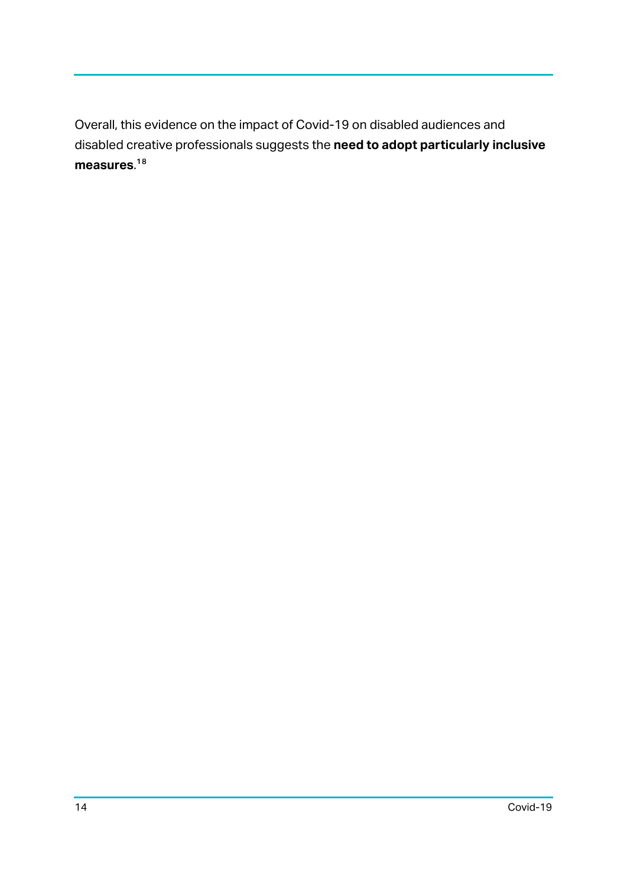Overall, this evidence on the impact of Covid-19 on disabled audiences and disabled creative professionals suggests the **need to adopt particularly inclusive measures**.[18]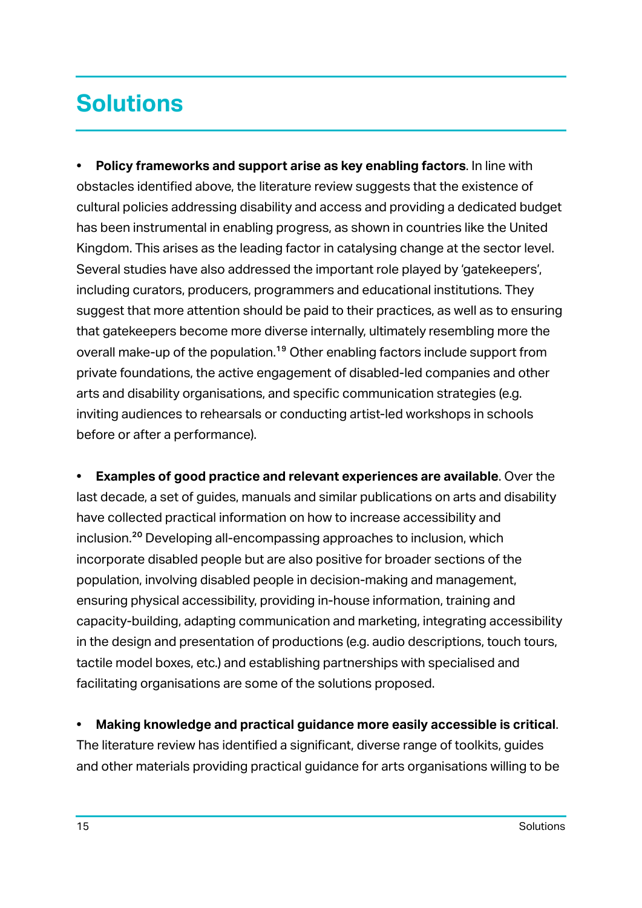# Solutions

- **Policy frameworks and support arise as key enabling factors**. In line with obstacles identified above, the literature review suggests that the existence of cultural policies addressing disability and access and providing a dedicated budget has been instrumental in enabling progress, as shown in countries like the United Kingdom. This arises as the leading factor in catalysing change at the sector level. Several studies have also addressed the important role played by 'gatekeepers', including curators, producers, programmers and educational institutions. They suggest that more attention should be paid to their practices, as well as to ensuring that gatekeepers become more diverse internally, ultimately resembling more the overall make-up of the population.[19] Other enabling factors include support from private foundations, the active engagement of disabled-led companies and other arts and disability organisations, and specific communication strategies (e.g. inviting audiences to rehearsals or conducting artist-led workshops in schools before or after a performance).

- **Examples of good practice and relevant experiences are available**. Over the last decade, a set of guides, manuals and similar publications on arts and disability have collected practical information on how to increase accessibility and inclusion.[20] Developing all-encompassing approaches to inclusion, which incorporate disabled people but are also positive for broader sections of the population, involving disabled people in decision-making and management, ensuring physical accessibility, providing in-house information, training and capacity-building, adapting communication and marketing, integrating accessibility in the design and presentation of productions (e.g. audio descriptions, touch tours, tactile model boxes, etc.) and establishing partnerships with specialised and facilitating organisations are some of the solutions proposed.

- **Making knowledge and practical guidance more easily accessible is critical**. The literature review has identified a significant, diverse range of toolkits, guides and other materials providing practical guidance for arts organisations willing to be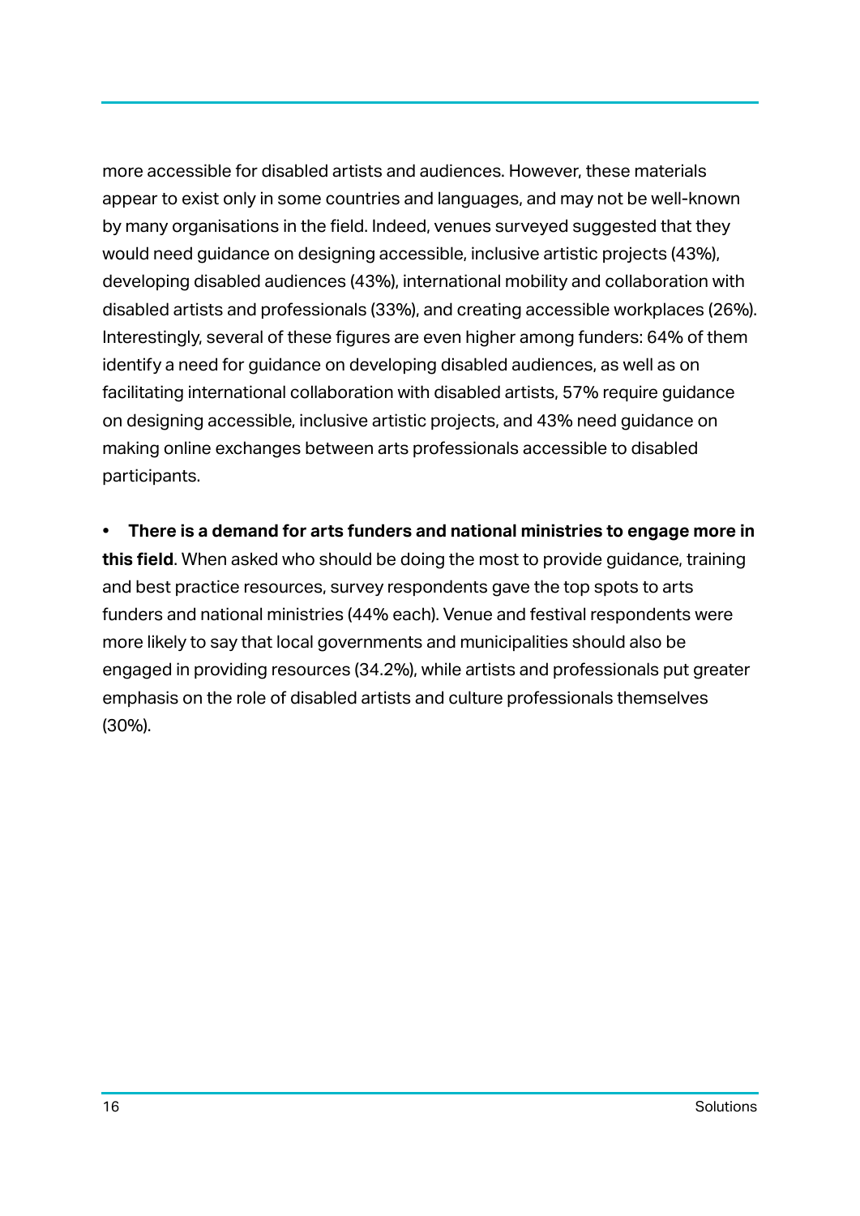more accessible for disabled artists and audiences. However, these materials appear to exist only in some countries and languages, and may not be well-known by many organisations in the field. Indeed, venues surveyed suggested that they would need guidance on designing accessible, inclusive artistic projects (43%), developing disabled audiences (43%), international mobility and collaboration with disabled artists and professionals (33%), and creating accessible workplaces (26%). Interestingly, several of these figures are even higher among funders: 64% of them identify a need for guidance on developing disabled audiences, as well as on facilitating international collaboration with disabled artists, 57% require guidance on designing accessible, inclusive artistic projects, and 43% need guidance on making online exchanges between arts professionals accessible to disabled participants.

- **There is a demand for arts funders and national ministries to engage more in this field**. When asked who should be doing the most to provide guidance, training and best practice resources, survey respondents gave the top spots to arts funders and national ministries (44% each). Venue and festival respondents were more likely to say that local governments and municipalities should also be engaged in providing resources (34.2%), while artists and professionals put greater emphasis on the role of disabled artists and culture professionals themselves (30%).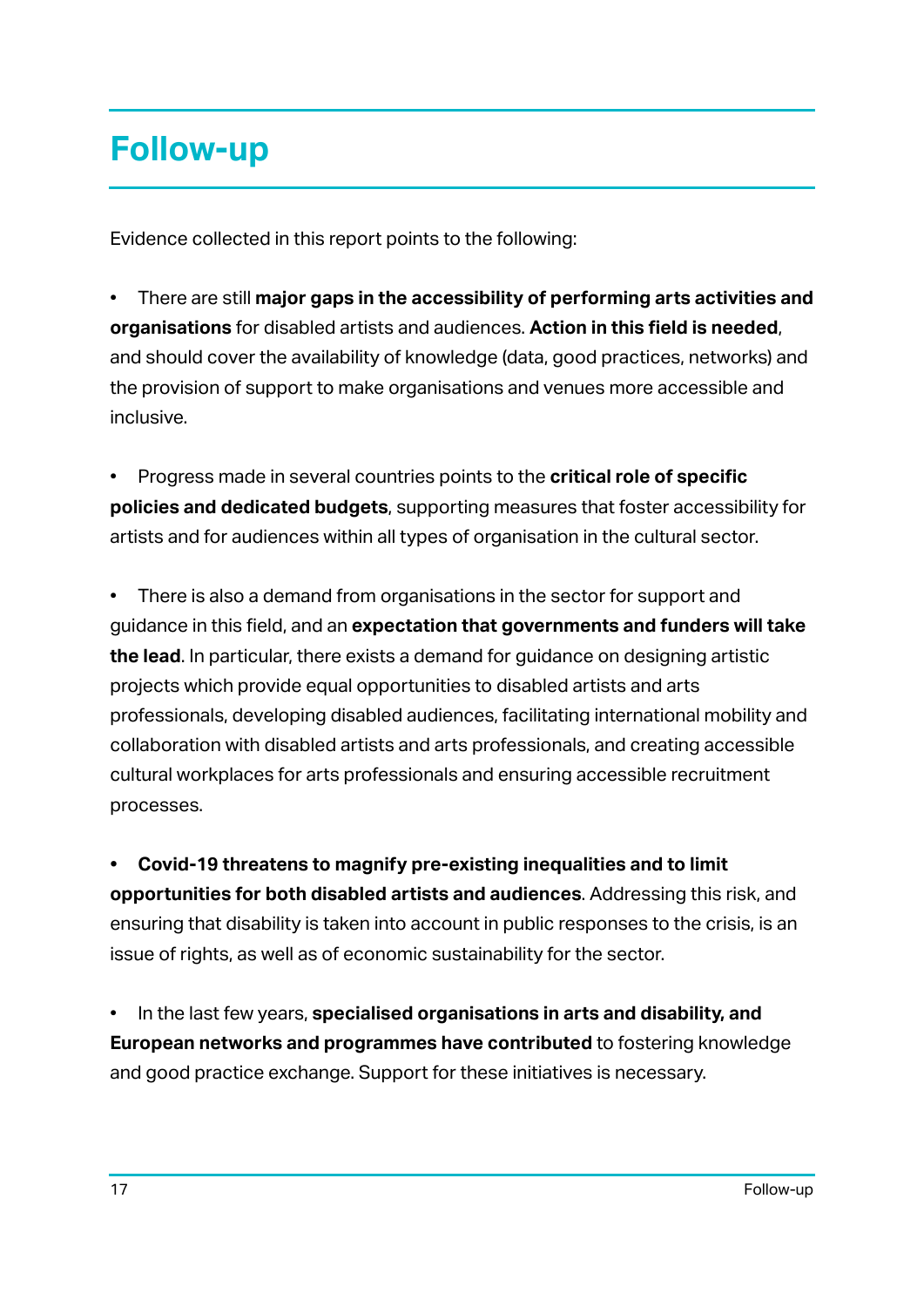# Follow-up

Evidence collected in this report points to the following:

- There are still **major gaps in the accessibility of performing arts activities and organisations** for disabled artists and audiences. **Action in this field is needed**, and should cover the availability of knowledge (data, good practices, networks) and the provision of support to make organisations and venues more accessible and inclusive.

- Progress made in several countries points to the **critical role of specific policies and dedicated budgets**, supporting measures that foster accessibility for artists and for audiences within all types of organisation in the cultural sector.

- There is also a demand from organisations in the sector for support and guidance in this field, and an **expectation that governments and funders will take the lead**. In particular, there exists a demand for guidance on designing artistic projects which provide equal opportunities to disabled artists and arts professionals, developing disabled audiences, facilitating international mobility and collaboration with disabled artists and arts professionals, and creating accessible cultural workplaces for arts professionals and ensuring accessible recruitment processes.

- **Covid-19 threatens to magnify pre-existing inequalities and to limit opportunities for both disabled artists and audiences**. Addressing this risk, and ensuring that disability is taken into account in public responses to the crisis, is an issue of rights, as well as of economic sustainability for the sector.

- In the last few years, **specialised organisations in arts and disability, and European networks and programmes have contributed** to fostering knowledge and good practice exchange. Support for these initiatives is necessary.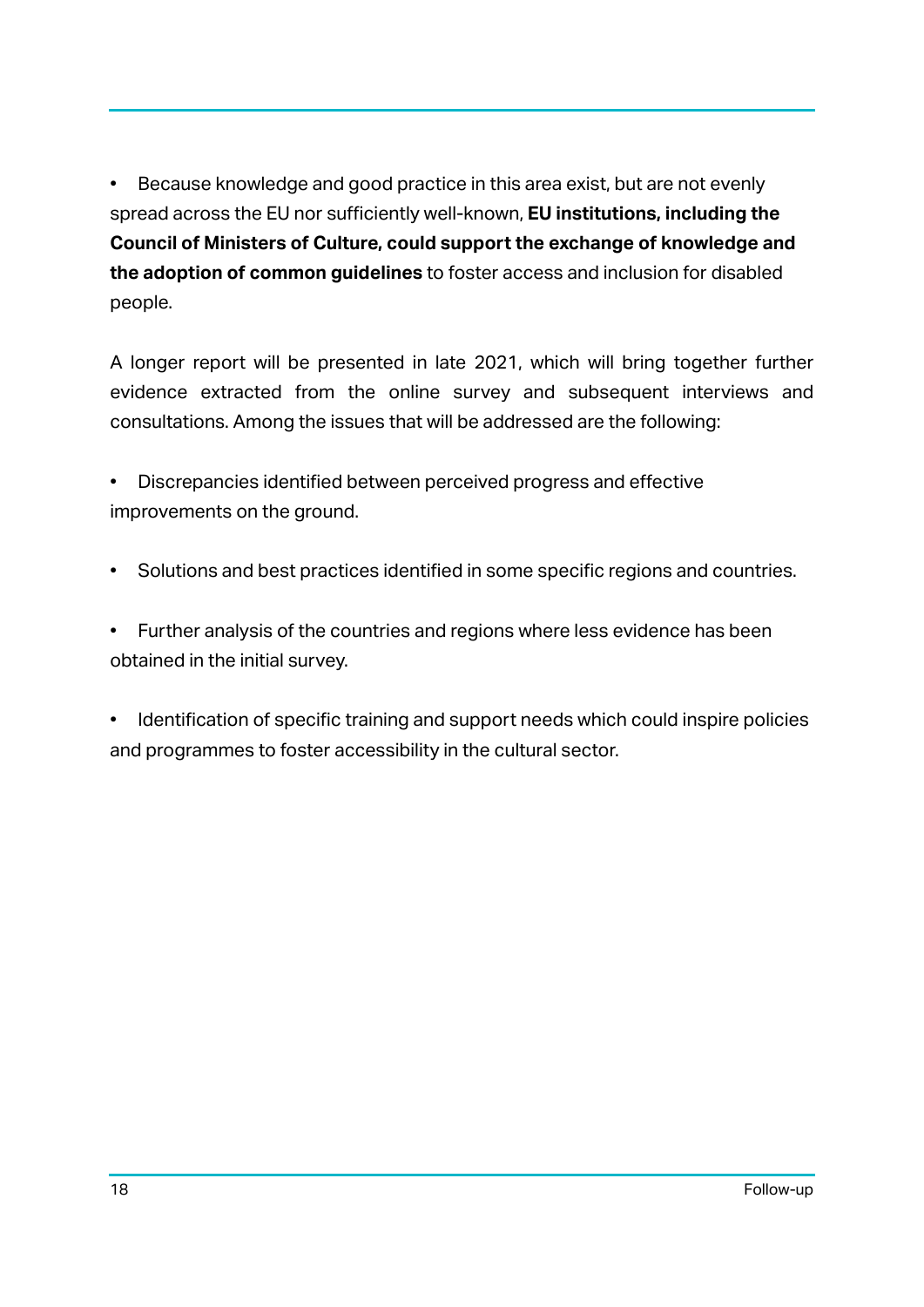- Because knowledge and good practice in this area exist, but are not evenly spread across the EU nor sufficiently well-known, **EU institutions, including the Council of Ministers of Culture, could support the exchange of knowledge and the adoption of common guidelines** to foster access and inclusion for disabled people.

A longer report will be presented in late 2021, which will bring together further evidence extracted from the online survey and subsequent interviews and consultations. Among the issues that will be addressed are the following:

- Discrepancies identified between perceived progress and effective improvements on the ground.

- Solutions and best practices identified in some specific regions and countries.

- Further analysis of the countries and regions where less evidence has been obtained in the initial survey.

- Identification of specific training and support needs which could inspire policies and programmes to foster accessibility in the cultural sector.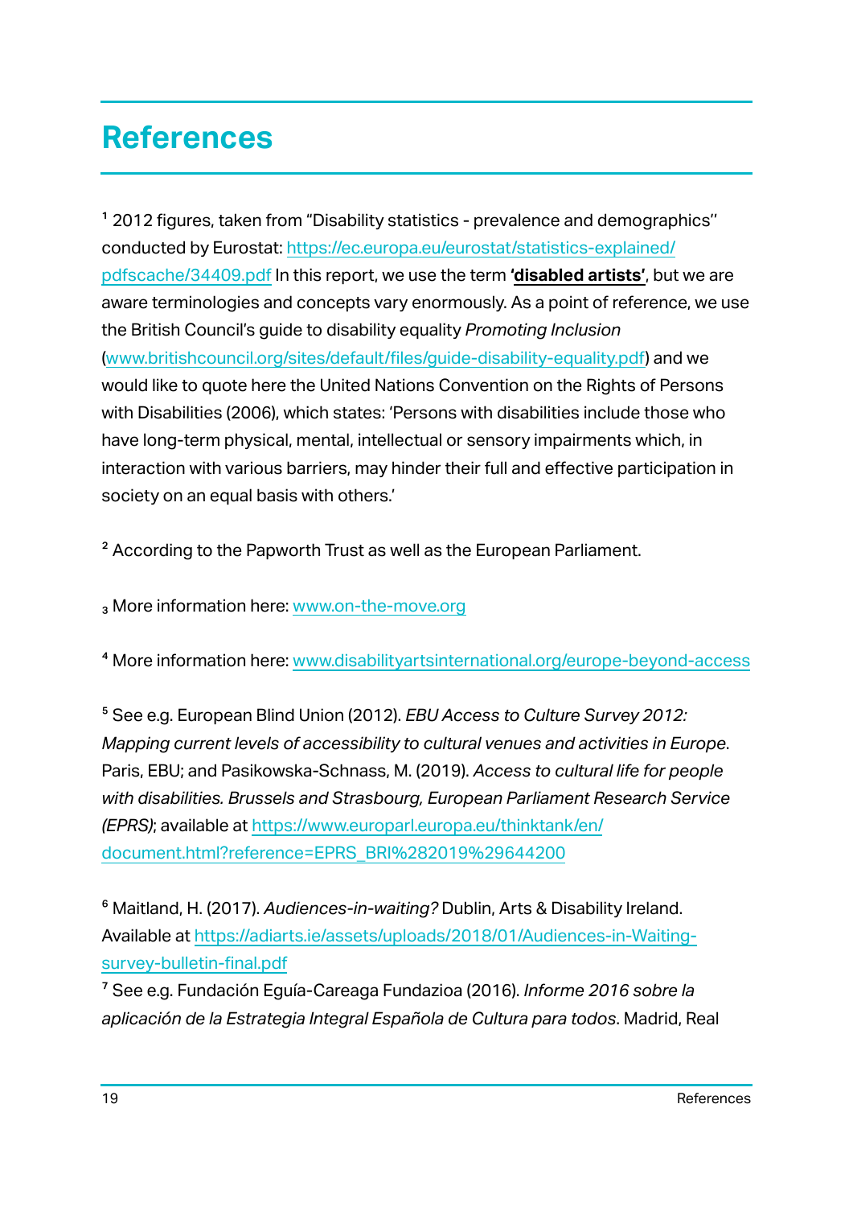# References

[1] 2012 figures, taken from "Disability statistics - prevalence and demographics'' conducted by Eurostat: https://ec.europa.eu/eurostat/statistics-explained/pdfscache/34409.pdf In this report, we use the term **'disabled artists'**, but we are aware terminologies and concepts vary enormously. As a point of reference, we use the British Council's guide to disability equality *Promoting Inclusion* (www.britishcouncil.org/sites/default/files/guide-disability-equality.pdf) and we would like to quote here the United Nations Convention on the Rights of Persons with Disabilities (2006), which states: 'Persons with disabilities include those who have long-term physical, mental, intellectual or sensory impairments which, in interaction with various barriers, may hinder their full and effective participation in society on an equal basis with others.'

[2] According to the Papworth Trust as well as the European Parliament.

[3] More information here: www.on-the-move.org

[4] More information here: www.disabilityartsinternational.org/europe-beyond-access

[5] See e.g. European Blind Union (2012). *EBU Access to Culture Survey 2012: Mapping current levels of accessibility to cultural venues and activities in Europe*. Paris, EBU; and Pasikowska-Schnass, M. (2019). *Access to cultural life for people with disabilities. Brussels and Strasbourg, European Parliament Research Service (EPRS)*; available at https://www.europarl.europa.eu/thinktank/en/document.html?reference=EPRS_BRI%282019%29644200

[6] Maitland, H. (2017). *Audiences-in-waiting?* Dublin, Arts & Disability Ireland. Available at https://adiarts.ie/assets/uploads/2018/01/Audiences-in-Waiting-survey-bulletin-final.pdf

[7] See e.g. Fundación Eguía-Careaga Fundazioa (2016). *Informe 2016 sobre la aplicación de la Estrategia Integral Española de Cultura para todos*. Madrid, Real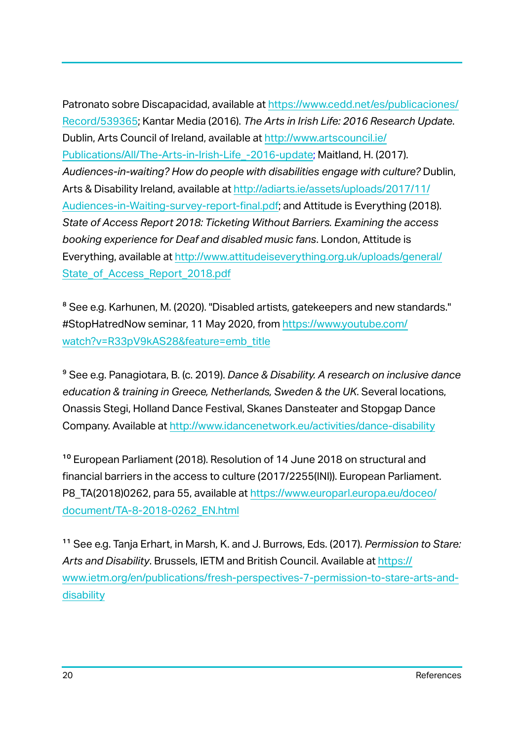Patronato sobre Discapacidad, available at https://www.cedd.net/es/publicaciones/Record/539365; Kantar Media (2016). *The Arts in Irish Life: 2016 Research Update*. Dublin, Arts Council of Ireland, available at http://www.artscouncil.ie/Publications/All/The-Arts-in-Irish-Life_-2016-update; Maitland, H. (2017). *Audiences-in-waiting? How do people with disabilities engage with culture?* Dublin, Arts & Disability Ireland, available at http://adiarts.ie/assets/uploads/2017/11/Audiences-in-Waiting-survey-report-final.pdf; and Attitude is Everything (2018). *State of Access Report 2018: Ticketing Without Barriers. Examining the access booking experience for Deaf and disabled music fans*. London, Attitude is Everything, available at http://www.attitudeiseverything.org.uk/uploads/general/State_of_Access_Report_2018.pdf

[8] See e.g. Karhunen, M. (2020). "Disabled artists, gatekeepers and new standards." #StopHatredNow seminar, 11 May 2020, from https://www.youtube.com/watch?v=R33pV9kAS28&feature=emb_title

[9] See e.g. Panagiotara, B. (c. 2019). *Dance & Disability. A research on inclusive dance education & training in Greece, Netherlands, Sweden & the UK*. Several locations, Onassis Stegi, Holland Dance Festival, Skanes Dansteater and Stopgap Dance Company. Available at http://www.idancenetwork.eu/activities/dance-disability

[10] European Parliament (2018). Resolution of 14 June 2018 on structural and financial barriers in the access to culture (2017/2255(INI)). European Parliament. P8_TA(2018)0262, para 55, available at https://www.europarl.europa.eu/doceo/document/TA-8-2018-0262_EN.html

[11] See e.g. Tanja Erhart, in Marsh, K. and J. Burrows, Eds. (2017). *Permission to Stare: Arts and Disability*. Brussels, IETM and British Council. Available at https://www.ietm.org/en/publications/fresh-perspectives-7-permission-to-stare-arts-and-disability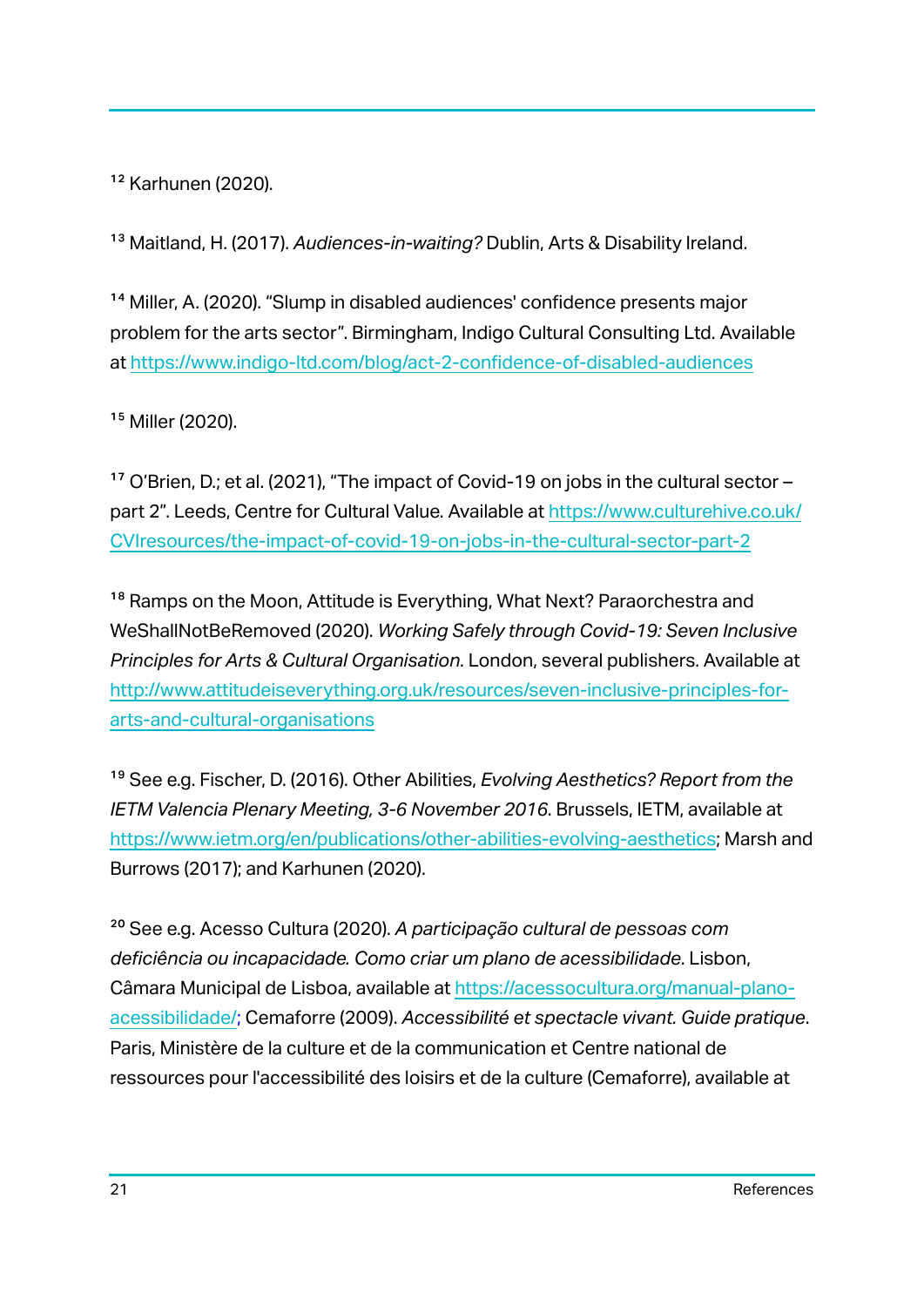[12] Karhunen (2020).

[13] Maitland, H. (2017). *Audiences-in-waiting?* Dublin, Arts & Disability Ireland.

[14] Miller, A. (2020). "Slump in disabled audiences' confidence presents major problem for the arts sector". Birmingham, Indigo Cultural Consulting Ltd. Available at https://www.indigo-ltd.com/blog/act-2-confidence-of-disabled-audiences

[15] Miller (2020).

[17] O'Brien, D.; et al. (2021), "The impact of Covid-19 on jobs in the cultural sector – part 2". Leeds, Centre for Cultural Value. Available at https://www.culturehive.co.uk/CVIresources/the-impact-of-covid-19-on-jobs-in-the-cultural-sector-part-2

[18] Ramps on the Moon, Attitude is Everything, What Next? Paraorchestra and WeShallNotBeRemoved (2020). *Working Safely through Covid-19: Seven Inclusive Principles for Arts & Cultural Organisation*. London, several publishers. Available at http://www.attitudeiseverything.org.uk/resources/seven-inclusive-principles-for-arts-and-cultural-organisations

[19] See e.g. Fischer, D. (2016). Other Abilities, *Evolving Aesthetics? Report from the IETM Valencia Plenary Meeting, 3-6 November 2016*. Brussels, IETM, available at https://www.ietm.org/en/publications/other-abilities-evolving-aesthetics; Marsh and Burrows (2017); and Karhunen (2020).

[20] See e.g. Acesso Cultura (2020). *A participação cultural de pessoas com deficiência ou incapacidade. Como criar um plano de acessibilidade*. Lisbon, Câmara Municipal de Lisboa, available at https://acessocultura.org/manual-plano-acessibilidade/; Cemaforre (2009). *Accessibilité et spectacle vivant. Guide pratique*. Paris, Ministère de la culture et de la communication et Centre national de ressources pour l'accessibilité des loisirs et de la culture (Cemaforre), available at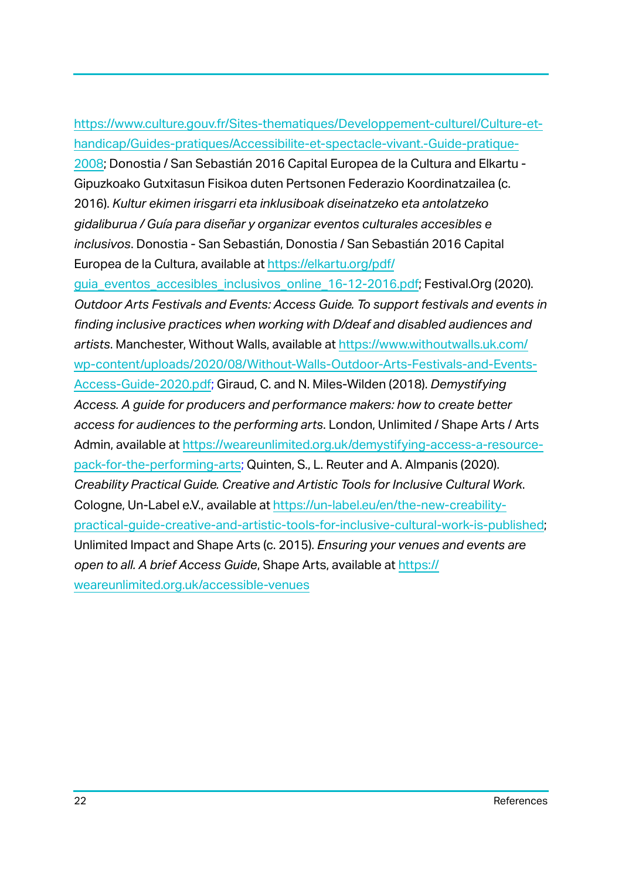https://www.culture.gouv.fr/Sites-thematiques/Developpement-culturel/Culture-et-handicap/Guides-pratiques/Accessibilite-et-spectacle-vivant.-Guide-pratique-2008; Donostia / San Sebastián 2016 Capital Europea de la Cultura and Elkartu - Gipuzkoako Gutxitasun Fisikoa duten Pertsonen Federazio Koordinatzailea (c. 2016). *Kultur ekimen irisgarri eta inklusiboak diseinatzeko eta antolatzeko gidaliburua / Guía para diseñar y organizar eventos culturales accesibles e inclusivos*. Donostia - San Sebastián, Donostia / San Sebastián 2016 Capital Europea de la Cultura, available at https://elkartu.org/pdf/guia_eventos_accesibles_inclusivos_online_16-12-2016.pdf; Festival.Org (2020). *Outdoor Arts Festivals and Events: Access Guide. To support festivals and events in finding inclusive practices when working with D/deaf and disabled audiences and artists*. Manchester, Without Walls, available at https://www.withoutwalls.uk.com/wp-content/uploads/2020/08/Without-Walls-Outdoor-Arts-Festivals-and-Events-Access-Guide-2020.pdf; Giraud, C. and N. Miles-Wilden (2018). *Demystifying Access. A guide for producers and performance makers: how to create better access for audiences to the performing arts*. London, Unlimited / Shape Arts / Arts Admin, available at https://weareunlimited.org.uk/demystifying-access-a-resource-pack-for-the-performing-arts; Quinten, S., L. Reuter and A. Almpanis (2020). *Creability Practical Guide. Creative and Artistic Tools for Inclusive Cultural Work*. Cologne, Un-Label e.V., available at https://un-label.eu/en/the-new-creability-practical-guide-creative-and-artistic-tools-for-inclusive-cultural-work-is-published; Unlimited Impact and Shape Arts (c. 2015). *Ensuring your venues and events are open to all. A brief Access Guide*, Shape Arts, available at https://weareunlimited.org.uk/accessible-venues